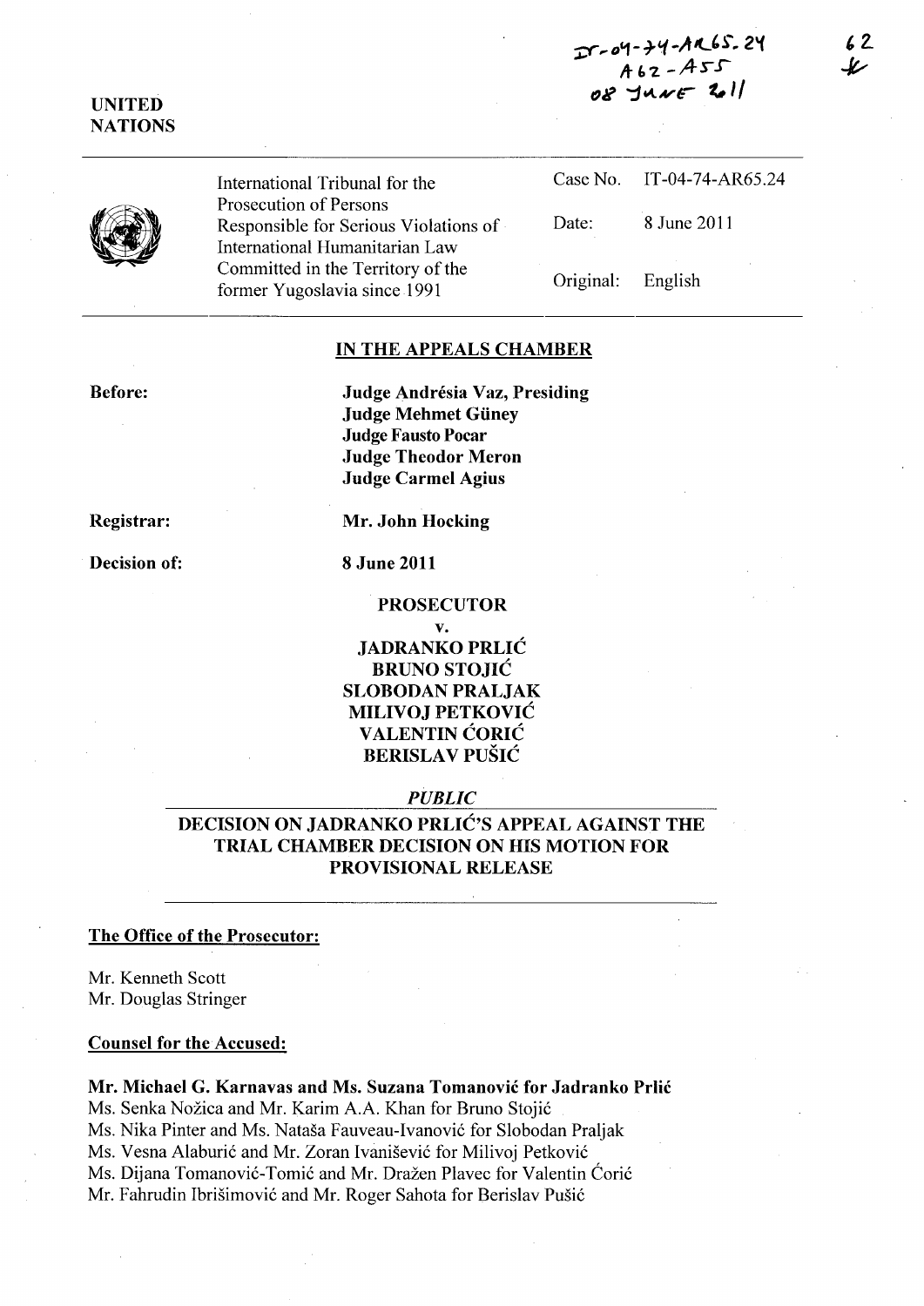IT-04-74-AR65.24
A62 - A55
08 June 2011

62

UNITED NATIONS

| International Tribunal for the Prosecution of Persons Responsible for Serious Violations of International Humanitarian Law Committed in the Territory of the former Yugoslavia since 1991 | Case No. | IT-04-74-AR65.24 |
|---|---|---|
| | Date: | 8 June 2011 |
| | Original: | English |

## IN THE APPEALS CHAMBER

**Before:**

**Judge Andrésia Vaz, Presiding**
**Judge Mehmet Güney**
**Judge Fausto Pocar**
**Judge Theodor Meron**
**Judge Carmel Agius**

**Registrar:** **Mr. John Hocking**

**Decision of:** **8 June 2011**

**PROSECUTOR**

**v.**

**JADRANKO PRLIĆ**
**BRUNO STOJIĆ**
**SLOBODAN PRALJAK**
**MILIVOJ PETKOVIĆ**
**VALENTIN ĆORIĆ**
**BERISLAV PUŠIĆ**

***PUBLIC***

## DECISION ON JADRANKO PRLIĆ'S APPEAL AGAINST THE TRIAL CHAMBER DECISION ON HIS MOTION FOR PROVISIONAL RELEASE

**The Office of the Prosecutor:**

Mr. Kenneth Scott
Mr. Douglas Stringer

**Counsel for the Accused:**

**Mr. Michael G. Karnavas and Ms. Suzana Tomanović for Jadranko Prlić**
Ms. Senka Nožica and Mr. Karim A.A. Khan for Bruno Stojić
Ms. Nika Pinter and Ms. Nataša Fauveau-Ivanović for Slobodan Praljak
Ms. Vesna Alaburić and Mr. Zoran Ivanišević for Milivoj Petković
Ms. Dijana Tomanović-Tomić and Mr. Dražen Plavec for Valentin Ćorić
Mr. Fahrudin Ibrišimović and Mr. Roger Sahota for Berislav Pušić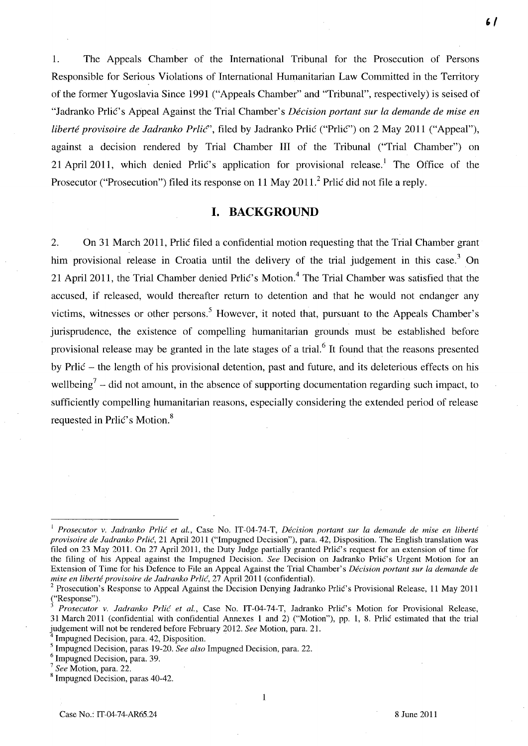1. The Appeals Chamber of the International Tribunal for the Prosecution of Persons Responsible for Serious Violations of International Humanitarian Law Committed in the Territory of the former Yugoslavia Since 1991 ("Appeals Chamber" and "Tribunal", respectively) is seised of "Jadranko Prlić's Appeal Against the Trial Chamber's *Décision portant sur la demande de mise en liberté provisoire de Jadranko Prlić*", filed by Jadranko Prlić ("Prlić") on 2 May 2011 ("Appeal"), against a decision rendered by Trial Chamber III of the Tribunal ("Trial Chamber") on 21 April 2011, which denied Prlić's application for provisional release.[1] The Office of the Prosecutor ("Prosecution") filed its response on 11 May 2011.[2] Prlić did not file a reply.

## I. BACKGROUND

2. On 31 March 2011, Prlić filed a confidential motion requesting that the Trial Chamber grant him provisional release in Croatia until the delivery of the trial judgement in this case.[3] On 21 April 2011, the Trial Chamber denied Prlić's Motion.[4] The Trial Chamber was satisfied that the accused, if released, would thereafter return to detention and that he would not endanger any victims, witnesses or other persons.[5] However, it noted that, pursuant to the Appeals Chamber's jurisprudence, the existence of compelling humanitarian grounds must be established before provisional release may be granted in the late stages of a trial.[6] It found that the reasons presented by Prlić – the length of his provisional detention, past and future, and its deleterious effects on his wellbeing[7] – did not amount, in the absence of supporting documentation regarding such impact, to sufficiently compelling humanitarian reasons, especially considering the extended period of release requested in Prlić's Motion.[8]

---

[1] *Prosecutor v. Jadranko Prlić et al.*, Case No. IT-04-74-T, *Décision portant sur la demande de mise en liberté provisoire de Jadranko Prlić*, 21 April 2011 ("Impugned Decision"), para. 42, Disposition. The English translation was filed on 23 May 2011. On 27 April 2011, the Duty Judge partially granted Prlić's request for an extension of time for the filing of his Appeal against the Impugned Decision. *See* Decision on Jadranko Prlić's Urgent Motion for an Extension of Time for his Defence to File an Appeal Against the Trial Chamber's *Décision portant sur la demande de mise en liberté provisoire de Jadranko Prlić*, 27 April 2011 (confidential).

[2] Prosecution's Response to Appeal Against the Decision Denying Jadranko Prlić's Provisional Release, 11 May 2011 ("Response").

[3] *Prosecutor v. Jadranko Prlić et al.*, Case No. IT-04-74-T, Jadranko Prlić's Motion for Provisional Release, 31 March 2011 (confidential with confidential Annexes 1 and 2) ("Motion"), pp. 1, 8. Prlić estimated that the trial judgement will not be rendered before February 2012. *See* Motion, para. 21.

[4] Impugned Decision, para. 42, Disposition.

[5] Impugned Decision, paras 19-20. *See also* Impugned Decision, para. 22.

[6] Impugned Decision, para. 39.

[7] *See* Motion, para. 22.

[8] Impugned Decision, paras 40-42.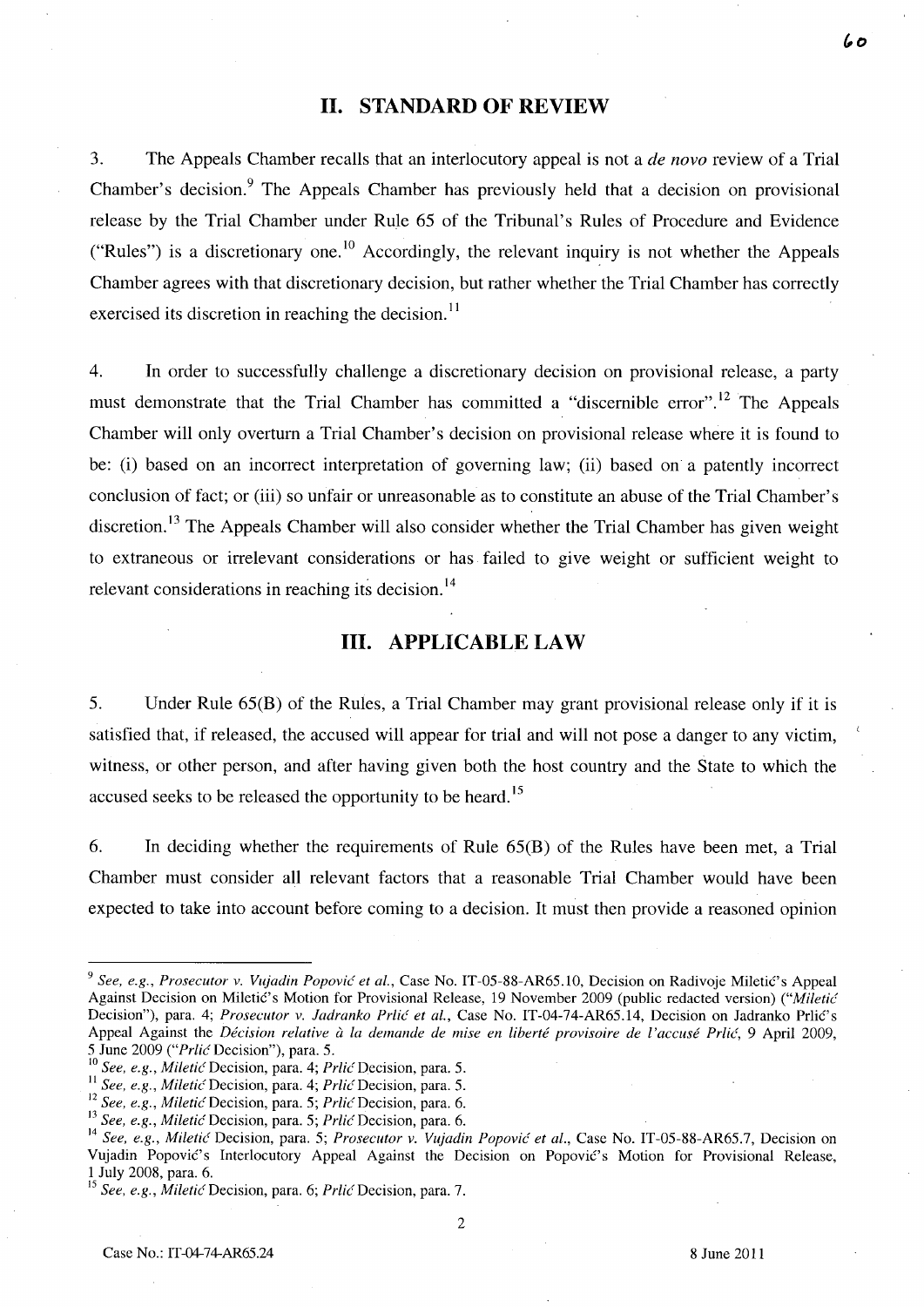## II. STANDARD OF REVIEW

3. The Appeals Chamber recalls that an interlocutory appeal is not a *de novo* review of a Trial Chamber's decision.[9] The Appeals Chamber has previously held that a decision on provisional release by the Trial Chamber under Rule 65 of the Tribunal's Rules of Procedure and Evidence ("Rules") is a discretionary one.[10] Accordingly, the relevant inquiry is not whether the Appeals Chamber agrees with that discretionary decision, but rather whether the Trial Chamber has correctly exercised its discretion in reaching the decision.[11]

4. In order to successfully challenge a discretionary decision on provisional release, a party must demonstrate that the Trial Chamber has committed a "discernible error".[12] The Appeals Chamber will only overturn a Trial Chamber's decision on provisional release where it is found to be: (i) based on an incorrect interpretation of governing law; (ii) based on a patently incorrect conclusion of fact; or (iii) so unfair or unreasonable as to constitute an abuse of the Trial Chamber's discretion.[13] The Appeals Chamber will also consider whether the Trial Chamber has given weight to extraneous or irrelevant considerations or has failed to give weight or sufficient weight to relevant considerations in reaching its decision.[14]

## III. APPLICABLE LAW

5. Under Rule 65(B) of the Rules, a Trial Chamber may grant provisional release only if it is satisfied that, if released, the accused will appear for trial and will not pose a danger to any victim, witness, or other person, and after having given both the host country and the State to which the accused seeks to be released the opportunity to be heard.[15]

6. In deciding whether the requirements of Rule 65(B) of the Rules have been met, a Trial Chamber must consider all relevant factors that a reasonable Trial Chamber would have been expected to take into account before coming to a decision. It must then provide a reasoned opinion

---

[9] *See, e.g., Prosecutor v. Vujadin Popović et al.*, Case No. IT-05-88-AR65.10, Decision on Radivoje Miletić's Appeal Against Decision on Miletić's Motion for Provisional Release, 19 November 2009 (public redacted version) ("*Miletić* Decision"), para. 4; *Prosecutor v. Jadranko Prlić et al.*, Case No. IT-04-74-AR65.14, Decision on Jadranko Prlić's Appeal Against the *Décision relative à la demande de mise en liberté provisoire de l'accusé Prlić*, 9 April 2009, 5 June 2009 ("*Prlić* Decision"), para. 5.

[10] *See, e.g., Miletić* Decision, para. 4; *Prlić* Decision, para. 5.

[11] *See, e.g., Miletić* Decision, para. 4; *Prlić* Decision, para. 5.

[12] *See, e.g., Miletić* Decision, para. 5; *Prlić* Decision, para. 6.

[13] *See, e.g., Miletić* Decision, para. 5; *Prlić* Decision, para. 6.

[14] *See, e.g., Miletić* Decision, para. 5; *Prosecutor v. Vujadin Popović et al.*, Case No. IT-05-88-AR65.7, Decision on Vujadin Popović's Interlocutory Appeal Against the Decision on Popović's Motion for Provisional Release, 1 July 2008, para. 6.

[15] *See, e.g., Miletić* Decision, para. 6; *Prlić* Decision, para. 7.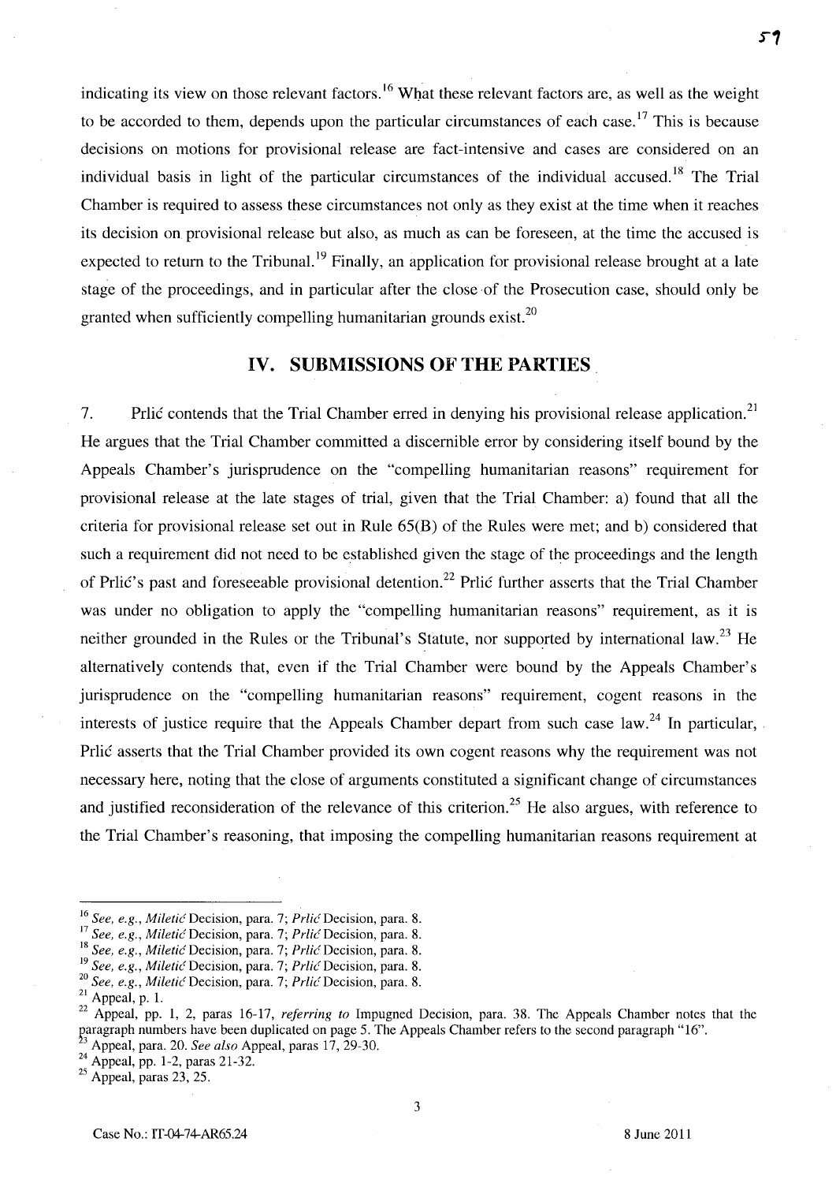indicating its view on those relevant factors.[16] What these relevant factors are, as well as the weight to be accorded to them, depends upon the particular circumstances of each case.[17] This is because decisions on motions for provisional release are fact-intensive and cases are considered on an individual basis in light of the particular circumstances of the individual accused.[18] The Trial Chamber is required to assess these circumstances not only as they exist at the time when it reaches its decision on provisional release but also, as much as can be foreseen, at the time the accused is expected to return to the Tribunal.[19] Finally, an application for provisional release brought at a late stage of the proceedings, and in particular after the close of the Prosecution case, should only be granted when sufficiently compelling humanitarian grounds exist.[20]

## IV. SUBMISSIONS OF THE PARTIES

7. Prlić contends that the Trial Chamber erred in denying his provisional release application.[21] He argues that the Trial Chamber committed a discernible error by considering itself bound by the Appeals Chamber's jurisprudence on the "compelling humanitarian reasons" requirement for provisional release at the late stages of trial, given that the Trial Chamber: a) found that all the criteria for provisional release set out in Rule 65(B) of the Rules were met; and b) considered that such a requirement did not need to be established given the stage of the proceedings and the length of Prlić's past and foreseeable provisional detention.[22] Prlić further asserts that the Trial Chamber was under no obligation to apply the "compelling humanitarian reasons" requirement, as it is neither grounded in the Rules or the Tribunal's Statute, nor supported by international law.[23] He alternatively contends that, even if the Trial Chamber were bound by the Appeals Chamber's jurisprudence on the "compelling humanitarian reasons" requirement, cogent reasons in the interests of justice require that the Appeals Chamber depart from such case law.[24] In particular, Prlić asserts that the Trial Chamber provided its own cogent reasons why the requirement was not necessary here, noting that the close of arguments constituted a significant change of circumstances and justified reconsideration of the relevance of this criterion.[25] He also argues, with reference to the Trial Chamber's reasoning, that imposing the compelling humanitarian reasons requirement at

---

[16] *See, e.g.*, *Miletić* Decision, para. 7; *Prlić* Decision, para. 8.

[17] *See, e.g.*, *Miletić* Decision, para. 7; *Prlić* Decision, para. 8.

[18] *See, e.g.*, *Miletić* Decision, para. 7; *Prlić* Decision, para. 8.

[19] *See, e.g.*, *Miletić* Decision, para. 7; *Prlić* Decision, para. 8.

[20] *See, e.g.*, *Miletić* Decision, para. 7; *Prlić* Decision, para. 8.

[21] Appeal, p. 1.

[22] Appeal, pp. 1, 2, paras 16-17, *referring to* Impugned Decision, para. 38. The Appeals Chamber notes that the paragraph numbers have been duplicated on page 5. The Appeals Chamber refers to the second paragraph "16".

[23] Appeal, para. 20. *See also* Appeal, paras 17, 29-30.

[24] Appeal, pp. 1-2, paras 21-32.

[25] Appeal, paras 23, 25.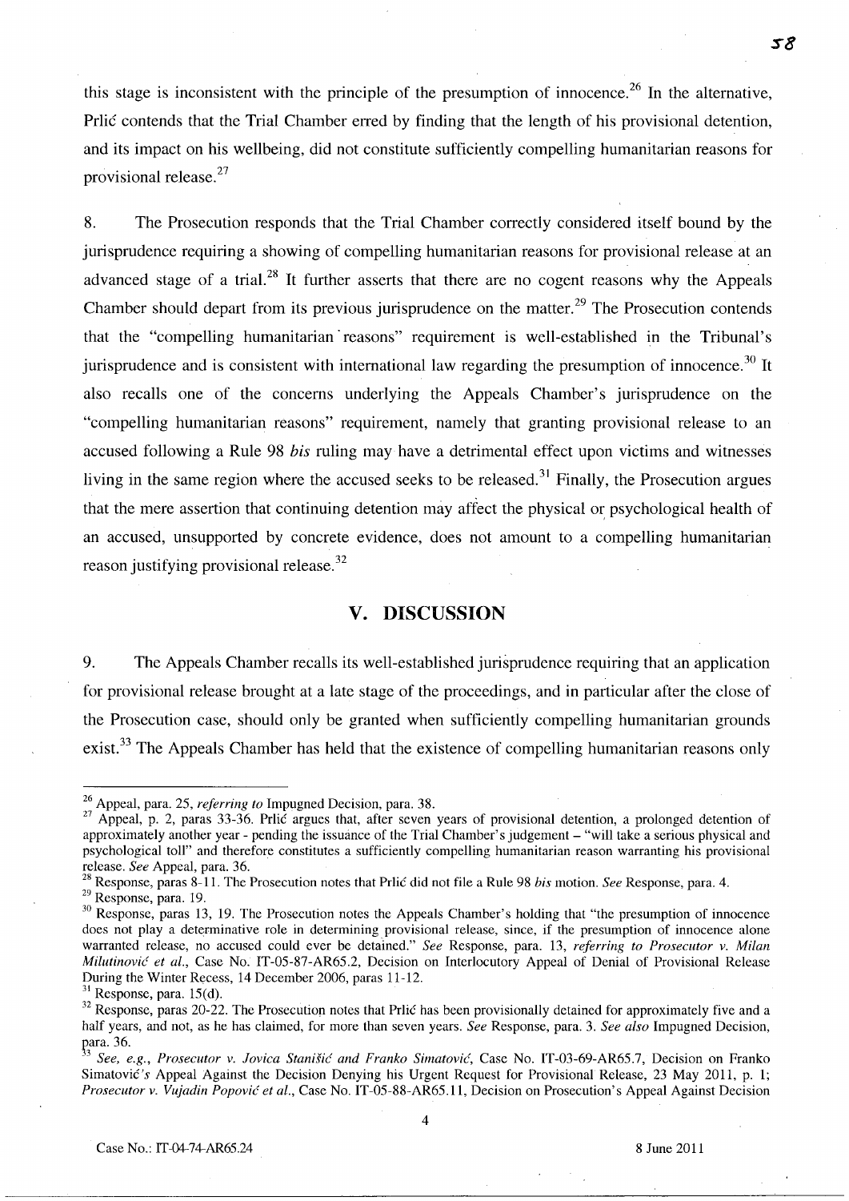this stage is inconsistent with the principle of the presumption of innocence.[26] In the alternative, Prlić contends that the Trial Chamber erred by finding that the length of his provisional detention, and its impact on his wellbeing, did not constitute sufficiently compelling humanitarian reasons for provisional release.[27]

8. The Prosecution responds that the Trial Chamber correctly considered itself bound by the jurisprudence requiring a showing of compelling humanitarian reasons for provisional release at an advanced stage of a trial.[28] It further asserts that there are no cogent reasons why the Appeals Chamber should depart from its previous jurisprudence on the matter.[29] The Prosecution contends that the "compelling humanitarian reasons" requirement is well-established in the Tribunal's jurisprudence and is consistent with international law regarding the presumption of innocence.[30] It also recalls one of the concerns underlying the Appeals Chamber's jurisprudence on the "compelling humanitarian reasons" requirement, namely that granting provisional release to an accused following a Rule 98 *bis* ruling may have a detrimental effect upon victims and witnesses living in the same region where the accused seeks to be released.[31] Finally, the Prosecution argues that the mere assertion that continuing detention may affect the physical or psychological health of an accused, unsupported by concrete evidence, does not amount to a compelling humanitarian reason justifying provisional release.[32]

## V. DISCUSSION

9. The Appeals Chamber recalls its well-established jurisprudence requiring that an application for provisional release brought at a late stage of the proceedings, and in particular after the close of the Prosecution case, should only be granted when sufficiently compelling humanitarian grounds exist.[33] The Appeals Chamber has held that the existence of compelling humanitarian reasons only

---

[26] Appeal, para. 25, *referring to* Impugned Decision, para. 38.

[27] Appeal, p. 2, paras 33-36. Prlić argues that, after seven years of provisional detention, a prolonged detention of approximately another year - pending the issuance of the Trial Chamber's judgement – "will take a serious physical and psychological toll" and therefore constitutes a sufficiently compelling humanitarian reason warranting his provisional release. *See* Appeal, para. 36.

[28] Response, paras 8-11. The Prosecution notes that Prlić did not file a Rule 98 *bis* motion. *See* Response, para. 4.

[29] Response, para. 19.

[30] Response, paras 13, 19. The Prosecution notes the Appeals Chamber's holding that "the presumption of innocence does not play a determinative role in determining provisional release, since, if the presumption of innocence alone warranted release, no accused could ever be detained." *See* Response, para. 13, *referring to Prosecutor v. Milan Milutinović et al.*, Case No. IT-05-87-AR65.2, Decision on Interlocutory Appeal of Denial of Provisional Release During the Winter Recess, 14 December 2006, paras 11-12.

[31] Response, para. 15(d).

[32] Response, paras 20-22. The Prosecution notes that Prlić has been provisionally detained for approximately five and a half years, and not, as he has claimed, for more than seven years. *See* Response, para. 3. *See also* Impugned Decision, para. 36.

[33] *See, e.g., Prosecutor v. Jovica Stanišić and Franko Simatović*, Case No. IT-03-69-AR65.7, Decision on Franko Simatović's Appeal Against the Decision Denying his Urgent Request for Provisional Release, 23 May 2011, p. 1; *Prosecutor v. Vujadin Popović et al.*, Case No. IT-05-88-AR65.11, Decision on Prosecution's Appeal Against Decision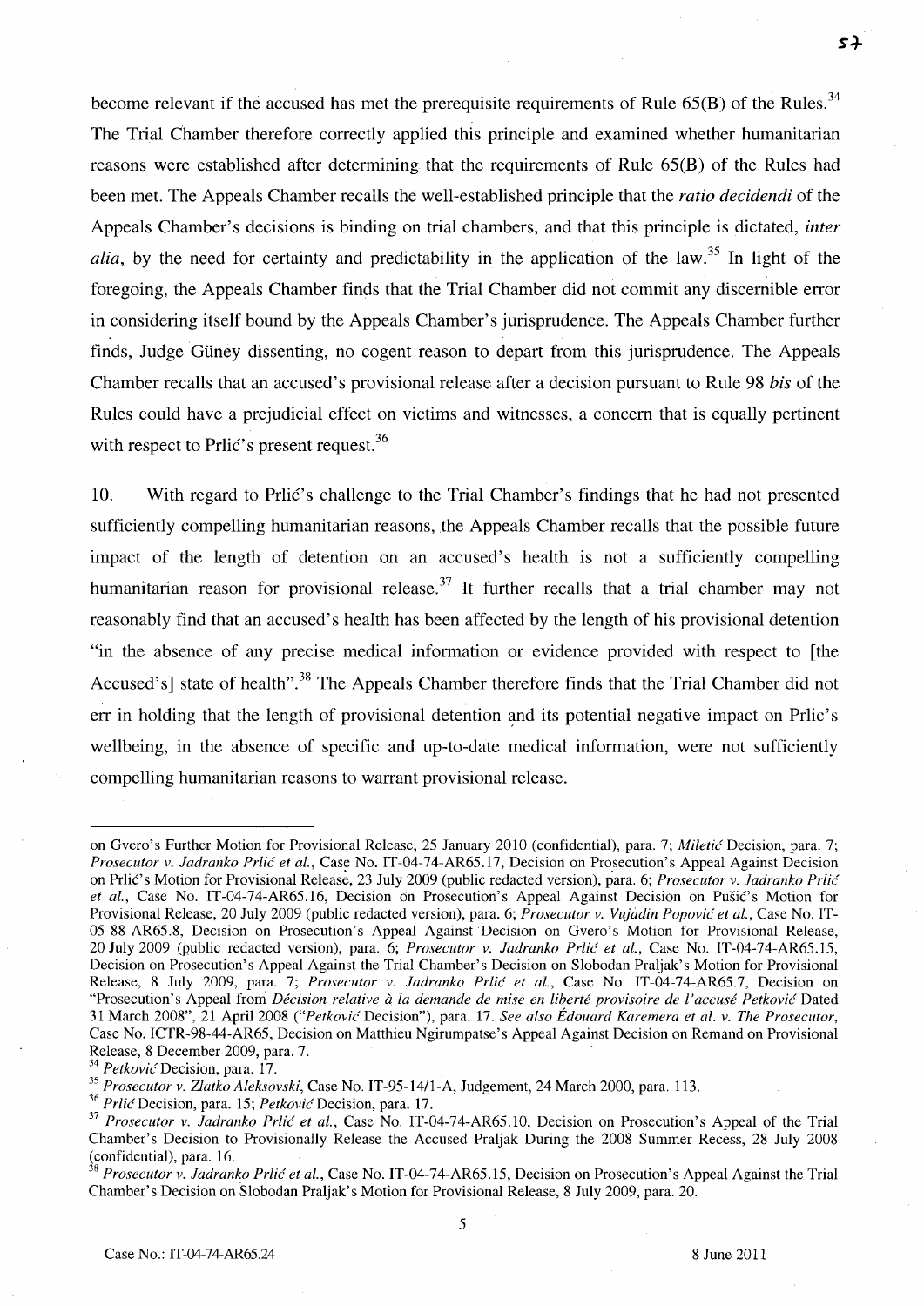become relevant if the accused has met the prerequisite requirements of Rule 65(B) of the Rules.[34] The Trial Chamber therefore correctly applied this principle and examined whether humanitarian reasons were established after determining that the requirements of Rule 65(B) of the Rules had been met. The Appeals Chamber recalls the well-established principle that the *ratio decidendi* of the Appeals Chamber's decisions is binding on trial chambers, and that this principle is dictated, *inter alia*, by the need for certainty and predictability in the application of the law.[35] In light of the foregoing, the Appeals Chamber finds that the Trial Chamber did not commit any discernible error in considering itself bound by the Appeals Chamber's jurisprudence. The Appeals Chamber further finds, Judge Güney dissenting, no cogent reason to depart from this jurisprudence. The Appeals Chamber recalls that an accused's provisional release after a decision pursuant to Rule 98 *bis* of the Rules could have a prejudicial effect on victims and witnesses, a concern that is equally pertinent with respect to Prlić's present request.[36]

10. With regard to Prlić's challenge to the Trial Chamber's findings that he had not presented sufficiently compelling humanitarian reasons, the Appeals Chamber recalls that the possible future impact of the length of detention on an accused's health is not a sufficiently compelling humanitarian reason for provisional release.[37] It further recalls that a trial chamber may not reasonably find that an accused's health has been affected by the length of his provisional detention "in the absence of any precise medical information or evidence provided with respect to [the Accused's] state of health".[38] The Appeals Chamber therefore finds that the Trial Chamber did not err in holding that the length of provisional detention and its potential negative impact on Prlic's wellbeing, in the absence of specific and up-to-date medical information, were not sufficiently compelling humanitarian reasons to warrant provisional release.

---

on Gvero's Further Motion for Provisional Release, 25 January 2010 (confidential), para. 7; *Miletić* Decision, para. 7; *Prosecutor v. Jadranko Prlić et al.*, Case No. IT-04-74-AR65.17, Decision on Prosecution's Appeal Against Decision on Prlić's Motion for Provisional Release, 23 July 2009 (public redacted version), para. 6; *Prosecutor v. Jadranko Prlić et al.*, Case No. IT-04-74-AR65.16, Decision on Prosecution's Appeal Against Decision on Pušić's Motion for Provisional Release, 20 July 2009 (public redacted version), para. 6; *Prosecutor v. Vujadin Popović et al.*, Case No. IT-05-88-AR65.8, Decision on Prosecution's Appeal Against Decision on Gvero's Motion for Provisional Release, 20 July 2009 (public redacted version), para. 6; *Prosecutor v. Jadranko Prlić et al.*, Case No. IT-04-74-AR65.15, Decision on Prosecution's Appeal Against the Trial Chamber's Decision on Slobodan Praljak's Motion for Provisional Release, 8 July 2009, para. 7; *Prosecutor v. Jadranko Prlić et al.*, Case No. IT-04-74-AR65.7, Decision on "Prosecution's Appeal from *Décision relative à la demande de mise en liberté provisoire de l'accusé Petković* Dated 31 March 2008", 21 April 2008 ("*Petković* Decision"), para. 17. *See also Édouard Karemera et al. v. The Prosecutor*, Case No. ICTR-98-44-AR65, Decision on Matthieu Ngirumpatse's Appeal Against Decision on Remand on Provisional Release, 8 December 2009, para. 7.

[34] *Petković* Decision, para. 17.

[35] *Prosecutor v. Zlatko Aleksovski*, Case No. IT-95-14/1-A, Judgement, 24 March 2000, para. 113.

[36] *Prlić* Decision, para. 15; *Petković* Decision, para. 17.

[37] *Prosecutor v. Jadranko Prlić et al.*, Case No. IT-04-74-AR65.10, Decision on Prosecution's Appeal of the Trial Chamber's Decision to Provisionally Release the Accused Praljak During the 2008 Summer Recess, 28 July 2008 (confidential), para. 16.

[38] *Prosecutor v. Jadranko Prlić et al.*, Case No. IT-04-74-AR65.15, Decision on Prosecution's Appeal Against the Trial Chamber's Decision on Slobodan Praljak's Motion for Provisional Release, 8 July 2009, para. 20.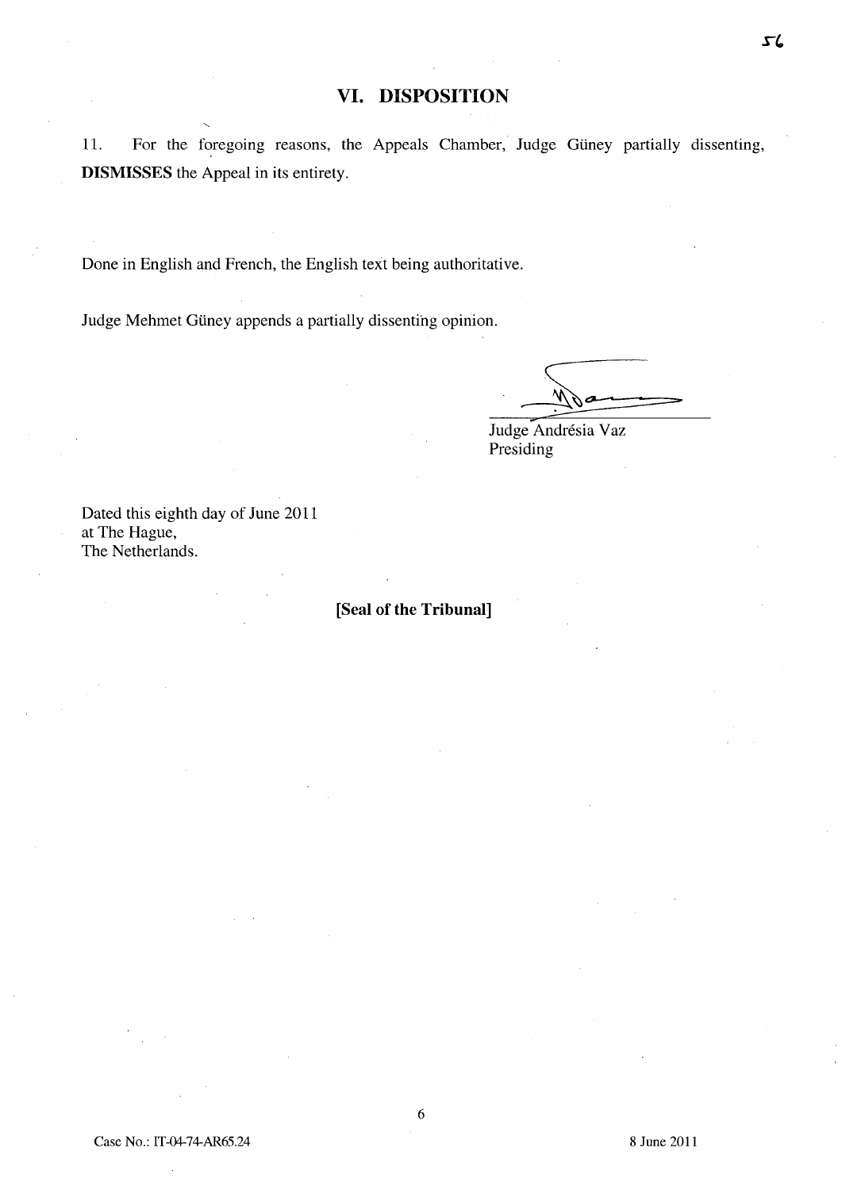## VI. DISPOSITION

11. For the foregoing reasons, the Appeals Chamber, Judge Güney partially dissenting, **DISMISSES** the Appeal in its entirety.

Done in English and French, the English text being authoritative.

Judge Mehmet Güney appends a partially dissenting opinion.

Judge Andrésia Vaz
Presiding

Dated this eighth day of June 2011
at The Hague,
The Netherlands.

**[Seal of the Tribunal]**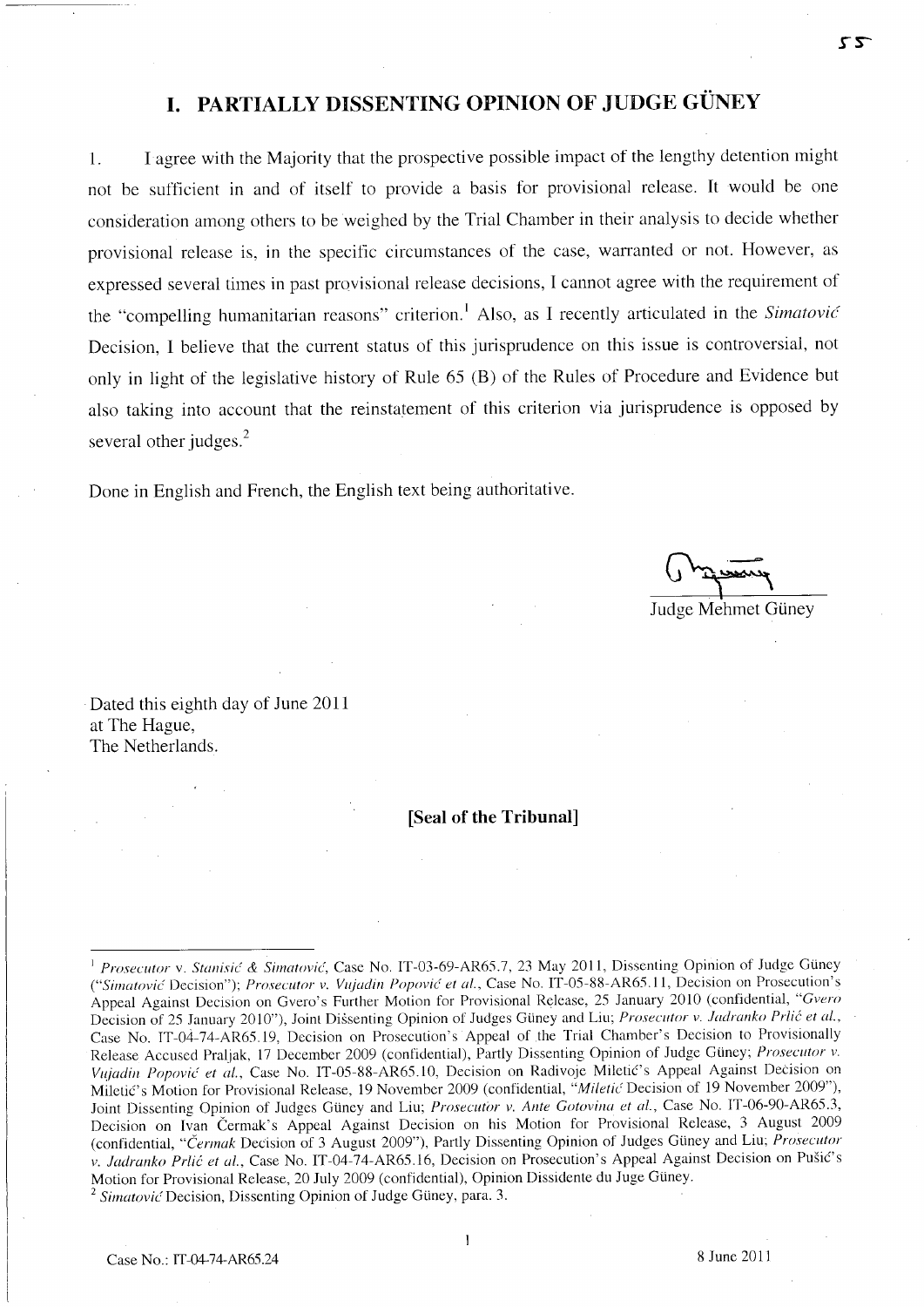# I. PARTIALLY DISSENTING OPINION OF JUDGE GÜNEY

1. I agree with the Majority that the prospective possible impact of the lengthy detention might not be sufficient in and of itself to provide a basis for provisional release. It would be one consideration among others to be weighed by the Trial Chamber in their analysis to decide whether provisional release is, in the specific circumstances of the case, warranted or not. However, as expressed several times in past provisional release decisions, I cannot agree with the requirement of the "compelling humanitarian reasons" criterion.[1] Also, as I recently articulated in the *Simatović* Decision, I believe that the current status of this jurisprudence on this issue is controversial, not only in light of the legislative history of Rule 65 (B) of the Rules of Procedure and Evidence but also taking into account that the reinstatement of this criterion via jurisprudence is opposed by several other judges.[2]

Done in English and French, the English text being authoritative.

Judge Mehmet Güney

Dated this eighth day of June 2011
at The Hague,
The Netherlands.

**[Seal of the Tribunal]**

---

[1] *Prosecutor* v. *Stanišić & Simatović*, Case No. IT-03-69-AR65.7, 23 May 2011, Dissenting Opinion of Judge Güney ("*Simatović* Decision"); *Prosecutor v. Vujadin Popović et al.*, Case No. IT-05-88-AR65.11, Decision on Prosecution's Appeal Against Decision on Gvero's Further Motion for Provisional Release, 25 January 2010 (confidential, "*Gvero* Decision of 25 January 2010"), Joint Dissenting Opinion of Judges Güney and Liu; *Prosecutor v. Jadranko Prlić et al.*, Case No. IT-04-74-AR65.19, Decision on Prosecution's Appeal of the Trial Chamber's Decision to Provisionally Release Accused Praljak, 17 December 2009 (confidential), Partly Dissenting Opinion of Judge Güney; *Prosecutor v. Vujadin Popović et al.*, Case No. IT-05-88-AR65.10, Decision on Radivoje Miletić's Appeal Against Decision on Miletić's Motion for Provisional Release, 19 November 2009 (confidential, "*Miletić* Decision of 19 November 2009"), Joint Dissenting Opinion of Judges Güney and Liu; *Prosecutor v. Ante Gotovina et al.*, Case No. IT-06-90-AR65.3, Decision on Ivan Čermak's Appeal Against Decision on his Motion for Provisional Release, 3 August 2009 (confidential, "*Čermak* Decision of 3 August 2009"), Partly Dissenting Opinion of Judges Güney and Liu; *Prosecutor v. Jadranko Prlić et al.*, Case No. IT-04-74-AR65.16, Decision on Prosecution's Appeal Against Decision on Pušić's Motion for Provisional Release, 20 July 2009 (confidential), Opinion Dissidente du Juge Güney.

[2] *Simatović* Decision, Dissenting Opinion of Judge Güney, para. 3.